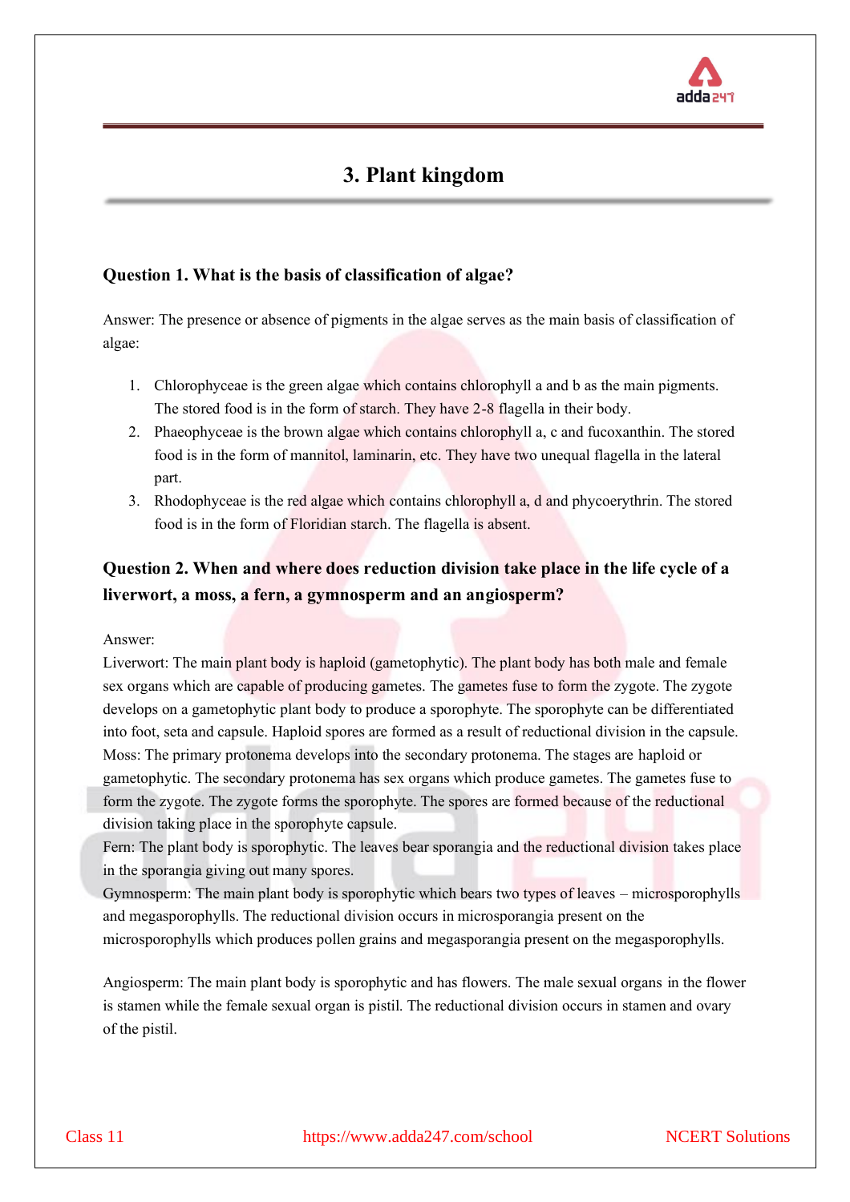# 3. Plant kingdom

**Question 1. What is the basis of classification of algae?**

Answer: The presence or absence of pigments in the algae serves as the main basis of classification of algae:

1. Chlorophyceae is the green algae which contains chlorophyll a and b as the main pigments. The stored food is in the form of starch. They have 2-8 flagella in their body.
2. Phaeophyceae is the brown algae which contains chlorophyll a, c and fucoxanthin. The stored food is in the form of mannitol, laminarin, etc. They have two unequal flagella in the lateral part.
3. Rhodophyceae is the red algae which contains chlorophyll a, d and phycoerythrin. The stored food is in the form of Floridian starch. The flagella is absent.

**Question 2. When and where does reduction division take place in the life cycle of a liverwort, a moss, a fern, a gymnosperm and an angiosperm?**

Answer:
Liverwort: The main plant body is haploid (gametophytic). The plant body has both male and female sex organs which are capable of producing gametes. The gametes fuse to form the zygote. The zygote develops on a gametophytic plant body to produce a sporophyte. The sporophyte can be differentiated into foot, seta and capsule. Haploid spores are formed as a result of reductional division in the capsule.
Moss: The primary protonema develops into the secondary protonema. The stages are haploid or gametophytic. The secondary protonema has sex organs which produce gametes. The gametes fuse to form the zygote. The zygote forms the sporophyte. The spores are formed because of the reductional division taking place in the sporophyte capsule.
Fern: The plant body is sporophytic. The leaves bear sporangia and the reductional division takes place in the sporangia giving out many spores.
Gymnosperm: The main plant body is sporophytic which bears two types of leaves – microsporophylls and megasporophylls. The reductional division occurs in microsporangia present on the microsporophylls which produces pollen grains and megasporangia present on the megasporophylls.

Angiosperm: The main plant body is sporophytic and has flowers. The male sexual organs in the flower is stamen while the female sexual organ is pistil. The reductional division occurs in stamen and ovary of the pistil.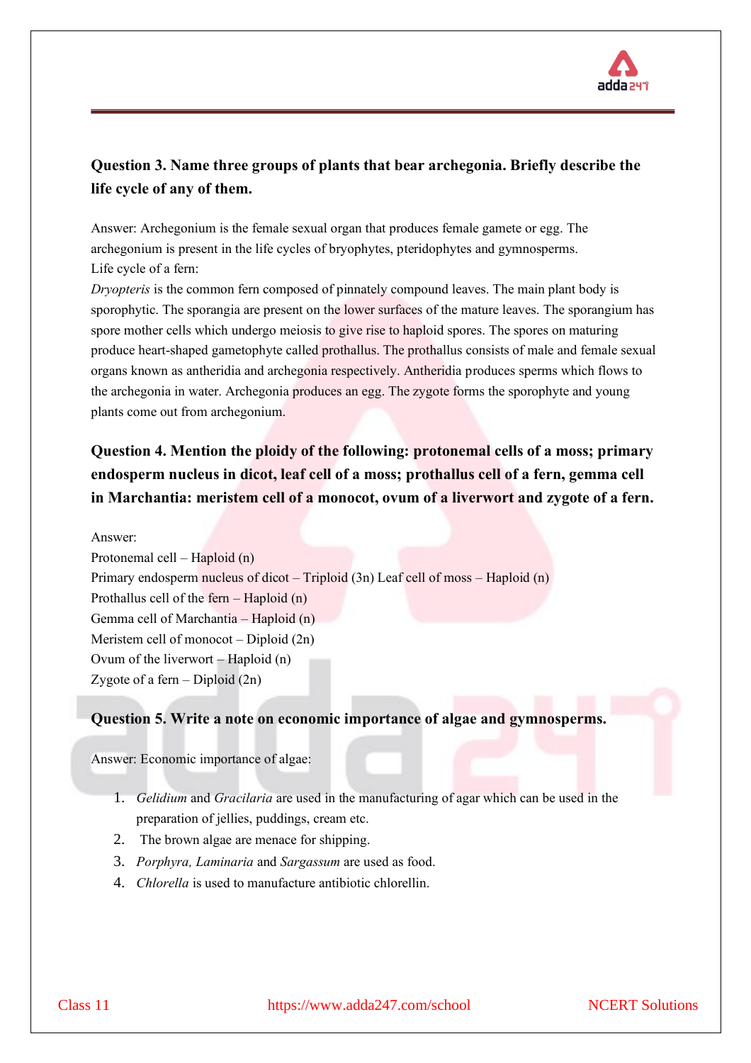**Question 3. Name three groups of plants that bear archegonia. Briefly describe the life cycle of any of them.**

Answer: Archegonium is the female sexual organ that produces female gamete or egg. The archegonium is present in the life cycles of bryophytes, pteridophytes and gymnosperms.
Life cycle of a fern:
*Dryopteris* is the common fern composed of pinnately compound leaves. The main plant body is sporophytic. The sporangia are present on the lower surfaces of the mature leaves. The sporangium has spore mother cells which undergo meiosis to give rise to haploid spores. The spores on maturing produce heart-shaped gametophyte called prothallus. The prothallus consists of male and female sexual organs known as antheridia and archegonia respectively. Antheridia produces sperms which flows to the archegonia in water. Archegonia produces an egg. The zygote forms the sporophyte and young plants come out from archegonium.

**Question 4. Mention the ploidy of the following: protonemal cells of a moss; primary endosperm nucleus in dicot, leaf cell of a moss; prothallus cell of a fern, gemma cell in Marchantia: meristem cell of a monocot, ovum of a liverwort and zygote of a fern.**

Answer:
Protonemal cell – Haploid (n)
Primary endosperm nucleus of dicot – Triploid (3n) Leaf cell of moss – Haploid (n)
Prothallus cell of the fern – Haploid (n)
Gemma cell of Marchantia – Haploid (n)
Meristem cell of monocot – Diploid (2n)
Ovum of the liverwort – Haploid (n)
Zygote of a fern – Diploid (2n)

**Question 5. Write a note on economic importance of algae and gymnosperms.**

Answer: Economic importance of algae:

1. *Gelidium* and *Gracilaria* are used in the manufacturing of agar which can be used in the preparation of jellies, puddings, cream etc.
2. The brown algae are menace for shipping.
3. *Porphyra, Laminaria* and *Sargassum* are used as food.
4. *Chlorella* is used to manufacture antibiotic chlorellin.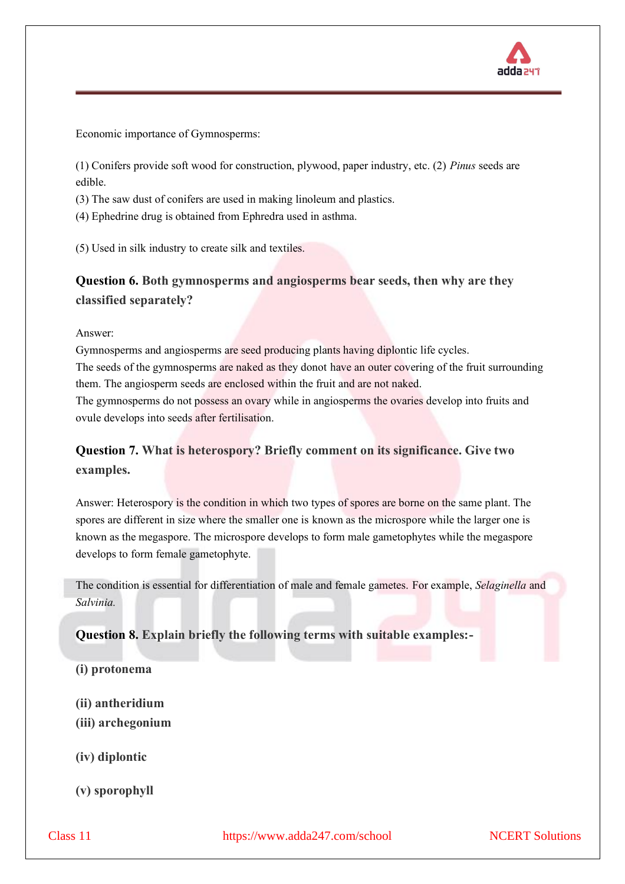Economic importance of Gymnosperms:

(1) Conifers provide soft wood for construction, plywood, paper industry, etc. (2) *Pinus* seeds are edible.
(3) The saw dust of conifers are used in making linoleum and plastics.
(4) Ephedrine drug is obtained from Ephredra used in asthma.

(5) Used in silk industry to create silk and textiles.

**Question 6. Both gymnosperms and angiosperms bear seeds, then why are they classified separately?**

Answer:
Gymnosperms and angiosperms are seed producing plants having diplontic life cycles.
The seeds of the gymnosperms are naked as they donot have an outer covering of the fruit surrounding them. The angiosperm seeds are enclosed within the fruit and are not naked.
The gymnosperms do not possess an ovary while in angiosperms the ovaries develop into fruits and ovule develops into seeds after fertilisation.

**Question 7. What is heterospory? Briefly comment on its significance. Give two examples.**

Answer: Heterospory is the condition in which two types of spores are borne on the same plant. The spores are different in size where the smaller one is known as the microspore while the larger one is known as the megaspore. The microspore develops to form male gametophytes while the megaspore develops to form female gametophyte.

The condition is essential for differentiation of male and female gametes. For example, *Selaginella* and *Salvinia.*

**Question 8. Explain briefly the following terms with suitable examples:-**

**(i) protonema**

**(ii) antheridium**
**(iii) archegonium**

**(iv) diplontic**

**(v) sporophyll**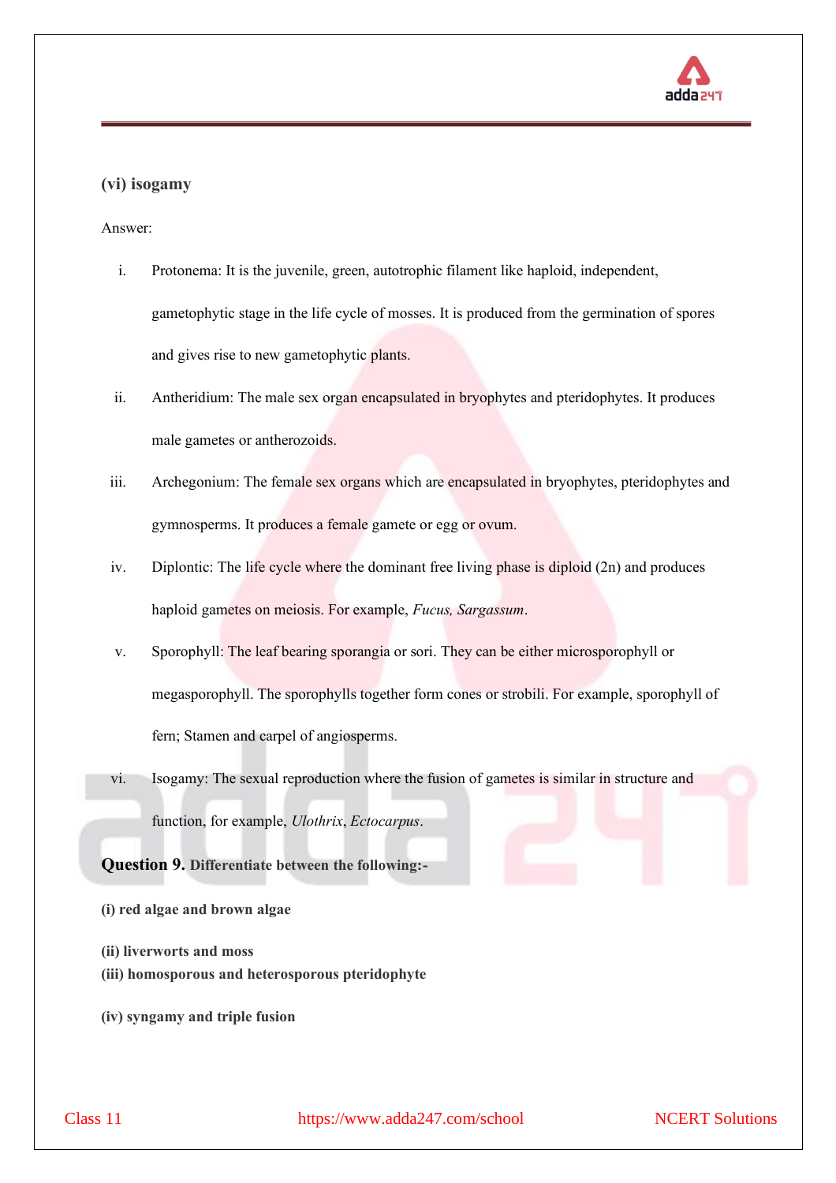**(vi) isogamy**

Answer:

i. Protonema: It is the juvenile, green, autotrophic filament like haploid, independent, gametophytic stage in the life cycle of mosses. It is produced from the germination of spores and gives rise to new gametophytic plants.

ii. Antheridium: The male sex organ encapsulated in bryophytes and pteridophytes. It produces male gametes or antherozoids.

iii. Archegonium: The female sex organs which are encapsulated in bryophytes, pteridophytes and gymnosperms. It produces a female gamete or egg or ovum.

iv. Diplontic: The life cycle where the dominant free living phase is diploid (2n) and produces haploid gametes on meiosis. For example, *Fucus, Sargassum*.

v. Sporophyll: The leaf bearing sporangia or sori. They can be either microsporophyll or megasporophyll. The sporophylls together form cones or strobili. For example, sporophyll of fern; Stamen and carpel of angiosperms.

vi. Isogamy: The sexual reproduction where the fusion of gametes is similar in structure and function, for example, *Ulothrix*, *Ectocarpus*.

**Question 9. Differentiate between the following:-**

**(i) red algae and brown algae**

**(ii) liverworts and moss**

**(iii) homosporous and heterosporous pteridophyte**

**(iv) syngamy and triple fusion**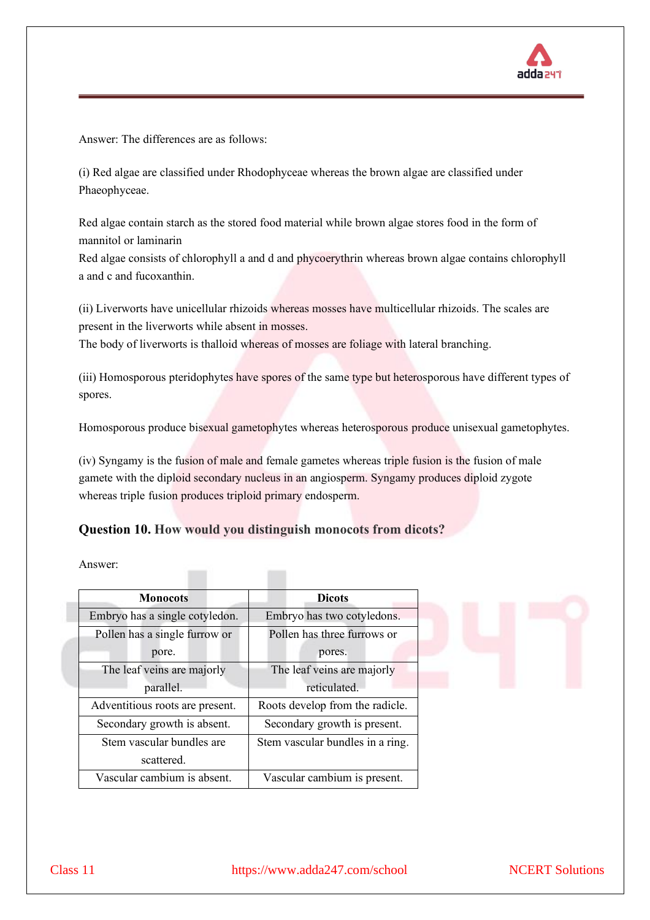Answer: The differences are as follows:

(i) Red algae are classified under Rhodophyceae whereas the brown algae are classified under Phaeophyceae.

Red algae contain starch as the stored food material while brown algae stores food in the form of mannitol or laminarin
Red algae consists of chlorophyll a and d and phycoerythrin whereas brown algae contains chlorophyll a and c and fucoxanthin.

(ii) Liverworts have unicellular rhizoids whereas mosses have multicellular rhizoids. The scales are present in the liverworts while absent in mosses.
The body of liverworts is thalloid whereas of mosses are foliage with lateral branching.

(iii) Homosporous pteridophytes have spores of the same type but heterosporous have different types of spores.

Homosporous produce bisexual gametophytes whereas heterosporous produce unisexual gametophytes.

(iv) Syngamy is the fusion of male and female gametes whereas triple fusion is the fusion of male gamete with the diploid secondary nucleus in an angiosperm. Syngamy produces diploid zygote whereas triple fusion produces triploid primary endosperm.

### Question 10. How would you distinguish monocots from dicots?

Answer:

| Monocots | Dicots |
|---|---|
| Embryo has a single cotyledon. | Embryo has two cotyledons. |
| Pollen has a single furrow or pore. | Pollen has three furrows or pores. |
| The leaf veins are majorly parallel. | The leaf veins are majorly reticulated. |
| Adventitious roots are present. | Roots develop from the radicle. |
| Secondary growth is absent. | Secondary growth is present. |
| Stem vascular bundles are scattered. | Stem vascular bundles in a ring. |
| Vascular cambium is absent. | Vascular cambium is present. |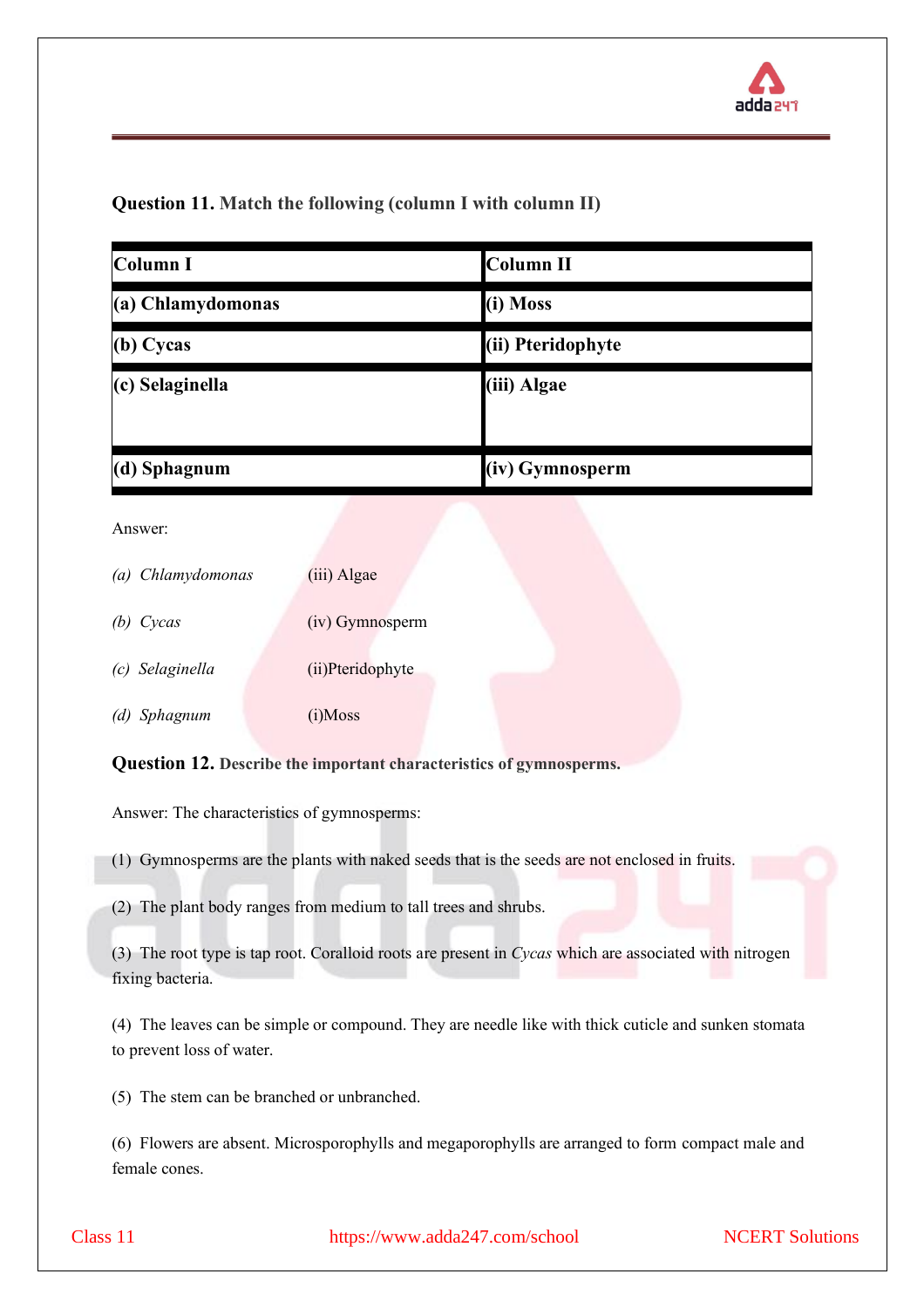**Question 11. Match the following (column I with column II)**

| Column I | Column II |
|---|---|
| (a) Chlamydomonas | (i) Moss |
| (b) Cycas | (ii) Pteridophyte |
| (c) Selaginella | (iii) Algae |
| (d) Sphagnum | (iv) Gymnosperm |

Answer:

*(a) Chlamydomonas* (iii) Algae

*(b) Cycas* (iv) Gymnosperm

*(c) Selaginella* (ii)Pteridophyte

*(d) Sphagnum* (i)Moss

**Question 12. Describe the important characteristics of gymnosperms.**

Answer: The characteristics of gymnosperms:

(1) Gymnosperms are the plants with naked seeds that is the seeds are not enclosed in fruits.

(2) The plant body ranges from medium to tall trees and shrubs.

(3) The root type is tap root. Coralloid roots are present in *Cycas* which are associated with nitrogen fixing bacteria.

(4) The leaves can be simple or compound. They are needle like with thick cuticle and sunken stomata to prevent loss of water.

(5) The stem can be branched or unbranched.

(6) Flowers are absent. Microsporophylls and megaporophylls are arranged to form compact male and female cones.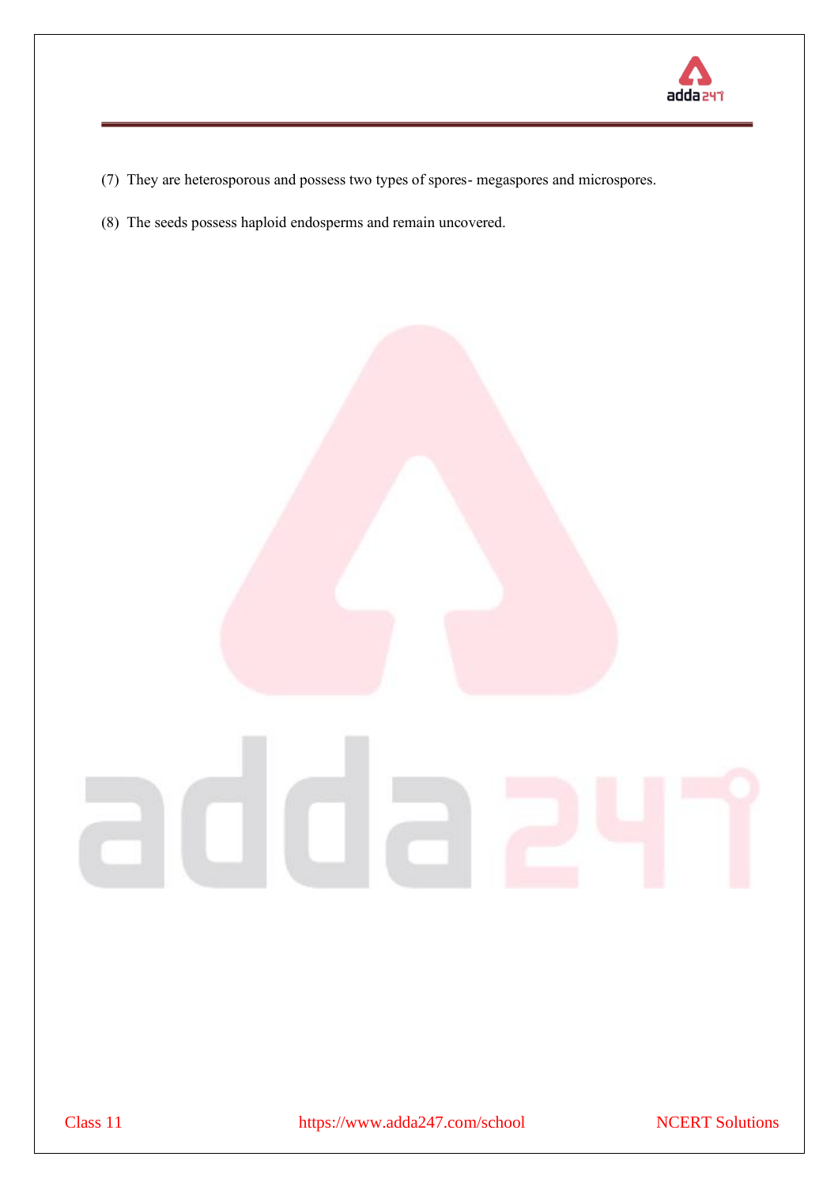(7) They are heterosporous and possess two types of spores- megaspores and microspores.

(8) The seeds possess haploid endosperms and remain uncovered.